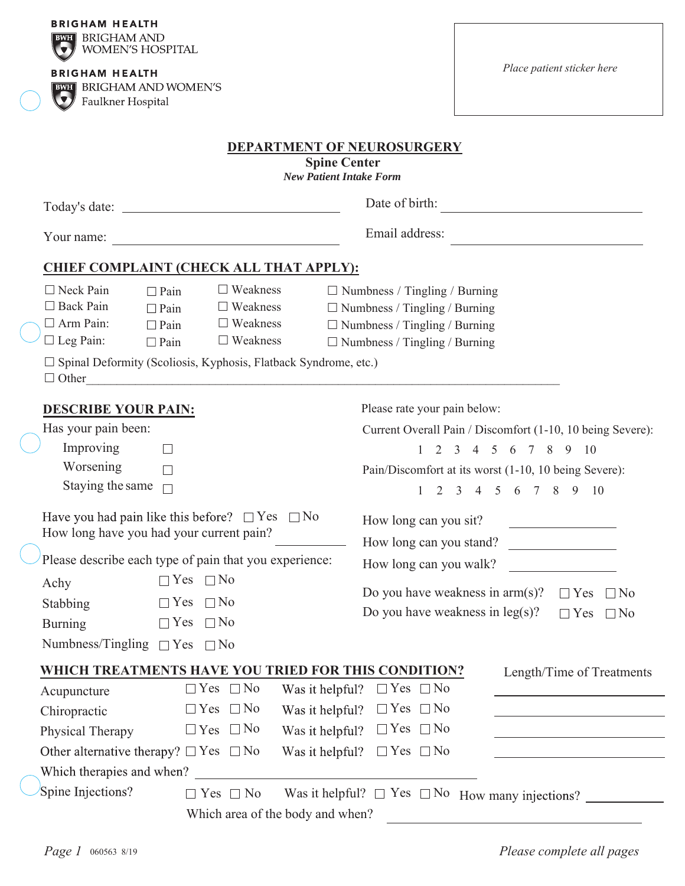BRIGHAM HEALTH
BRIGHAM AND WOMEN'S HOSPITAL

BRIGHAM HEALTH
BRIGHAM AND WOMEN'S Faulkner Hospital

*Place patient sticker here*

# DEPARTMENT OF NEUROSURGERY

## Spine Center

***New Patient Intake Form***

Today's date: ______________________________ Date of birth: ______________________________

Your name: ______________________________ Email address: ______________________________

## CHIEF COMPLAINT (CHECK ALL THAT APPLY):

| | | | |
|---|---|---|---|
| ☐ Neck Pain | ☐ Pain | ☐ Weakness | ☐ Numbness / Tingling / Burning |
| ☐ Back Pain | ☐ Pain | ☐ Weakness | ☐ Numbness / Tingling / Burning |
| ☐ Arm Pain: | ☐ Pain | ☐ Weakness | ☐ Numbness / Tingling / Burning |
| ☐ Leg Pain: | ☐ Pain | ☐ Weakness | ☐ Numbness / Tingling / Burning |

☐ Spinal Deformity (Scoliosis, Kyphosis, Flatback Syndrome, etc.)

☐ Other______________________________________________________________________

## DESCRIBE YOUR PAIN:

Has your pain been:

- Improving ☐
- Worsening ☐
- Staying the same ☐

Have you had pain like this before? ☐ Yes ☐ No

How long have you had your current pain? ____________

Please describe each type of pain that you experience:

| | | |
|---|---|---|
| Achy | ☐ Yes | ☐ No |
| Stabbing | ☐ Yes | ☐ No |
| Burning | ☐ Yes | ☐ No |
| Numbness/Tingling | ☐ Yes | ☐ No |

Please rate your pain below:

Current Overall Pain / Discomfort (1-10, 10 being Severe):

1 2 3 4 5 6 7 8 9 10

Pain/Discomfort at its worst (1-10, 10 being Severe):

1 2 3 4 5 6 7 8 9 10

How long can you sit? ____________

How long can you stand? ____________

How long can you walk? ____________

Do you have weakness in arm(s)? ☐ Yes ☐ No

Do you have weakness in leg(s)? ☐ Yes ☐ No

## WHICH TREATMENTS HAVE YOU TRIED FOR THIS CONDITION?

| Treatment | | | | | | Length/Time of Treatments |
|---|---|---|---|---|---|---|
| Acupuncture | ☐ Yes | ☐ No | Was it helpful? | ☐ Yes | ☐ No | ____________ |
| Chiropractic | ☐ Yes | ☐ No | Was it helpful? | ☐ Yes | ☐ No | ____________ |
| Physical Therapy | ☐ Yes | ☐ No | Was it helpful? | ☐ Yes | ☐ No | ____________ |
| Other alternative therapy? | ☐ Yes | ☐ No | Was it helpful? | ☐ Yes | ☐ No | ____________ |

Which therapies and when? ______________________________________________

Spine Injections? ☐ Yes ☐ No Was it helpful? ☐ Yes ☐ No How many injections? ____________

Which area of the body and when? ______________________________________________

*Page 1* 060563 8/19 *Please complete all pages*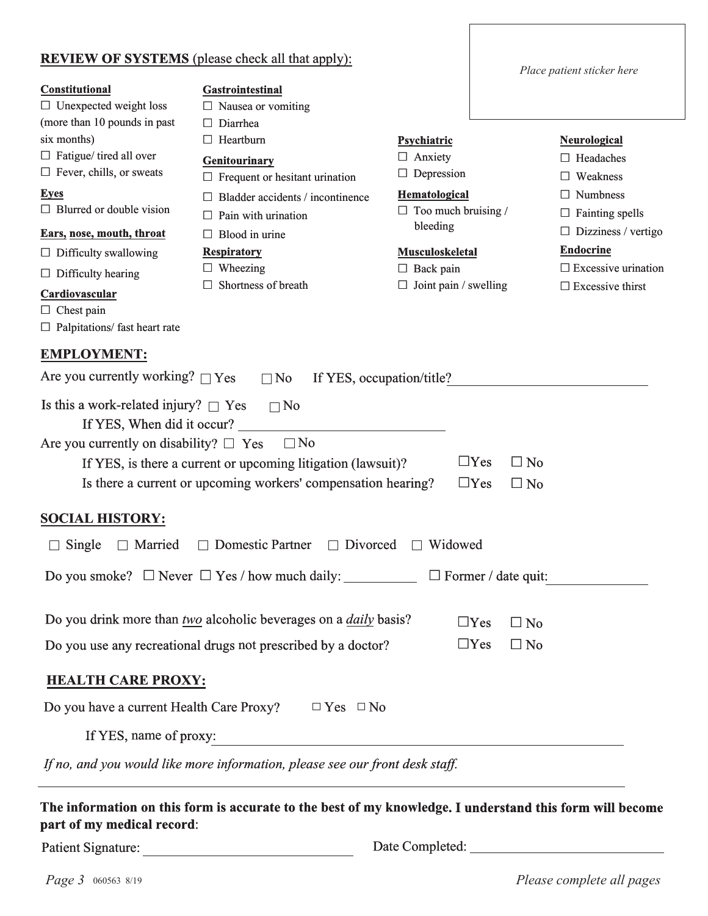Place patient sticker here

## REVIEW OF SYSTEMS (please check all that apply):

**Constitutional**
- ☐ Unexpected weight loss (more than 10 pounds in past six months)
- ☐ Fatigue/ tired all over
- ☐ Fever, chills, or sweats

**Eyes**
- ☐ Blurred or double vision

**Ears, nose, mouth, throat**
- ☐ Difficulty swallowing
- ☐ Difficulty hearing

**Cardiovascular**
- ☐ Chest pain
- ☐ Palpitations/ fast heart rate

**Gastrointestinal**
- ☐ Nausea or vomiting
- ☐ Diarrhea
- ☐ Heartburn

**Genitourinary**
- ☐ Frequent or hesitant urination
- ☐ Bladder accidents / incontinence
- ☐ Pain with urination
- ☐ Blood in urine

**Respiratory**
- ☐ Wheezing
- ☐ Shortness of breath

**Psychiatric**
- ☐ Anxiety
- ☐ Depression

**Hematological**
- ☐ Too much bruising / bleeding

**Musculoskeletal**
- ☐ Back pain
- ☐ Joint pain / swelling

**Neurological**
- ☐ Headaches
- ☐ Weakness
- ☐ Numbness
- ☐ Fainting spells
- ☐ Dizziness / vertigo

**Endocrine**
- ☐ Excessive urination
- ☐ Excessive thirst

## EMPLOYMENT:

Are you currently working? ☐ Yes ☐ No If YES, occupation/title? ____________________________

Is this a work-related injury? ☐ Yes ☐ No

If YES, When did it occur? ____________________________

Are you currently on disability? ☐ Yes ☐ No

If YES, is there a current or upcoming litigation (lawsuit)? ☐Yes ☐ No

Is there a current or upcoming workers' compensation hearing? ☐Yes ☐ No

## SOCIAL HISTORY:

☐ Single ☐ Married ☐ Domestic Partner ☐ Divorced ☐ Widowed

Do you smoke? ☐ Never ☐ Yes / how much daily: __________ ☐ Former / date quit: ______________

Do you drink more than *two* alcoholic beverages on a *daily* basis? ☐Yes ☐ No

Do you use any recreational drugs not prescribed by a doctor? ☐Yes ☐ No

## HEALTH CARE PROXY:

Do you have a current Health Care Proxy? ☐ Yes ☐ No

If YES, name of proxy: ____________________________________________

*If no, and you would like more information, please see our front desk staff.*

---

**The information on this form is accurate to the best of my knowledge. I understand this form will become part of my medical record**:

Patient Signature: ____________________________ Date Completed: ____________________________

060563 8/19

*Please complete all pages*